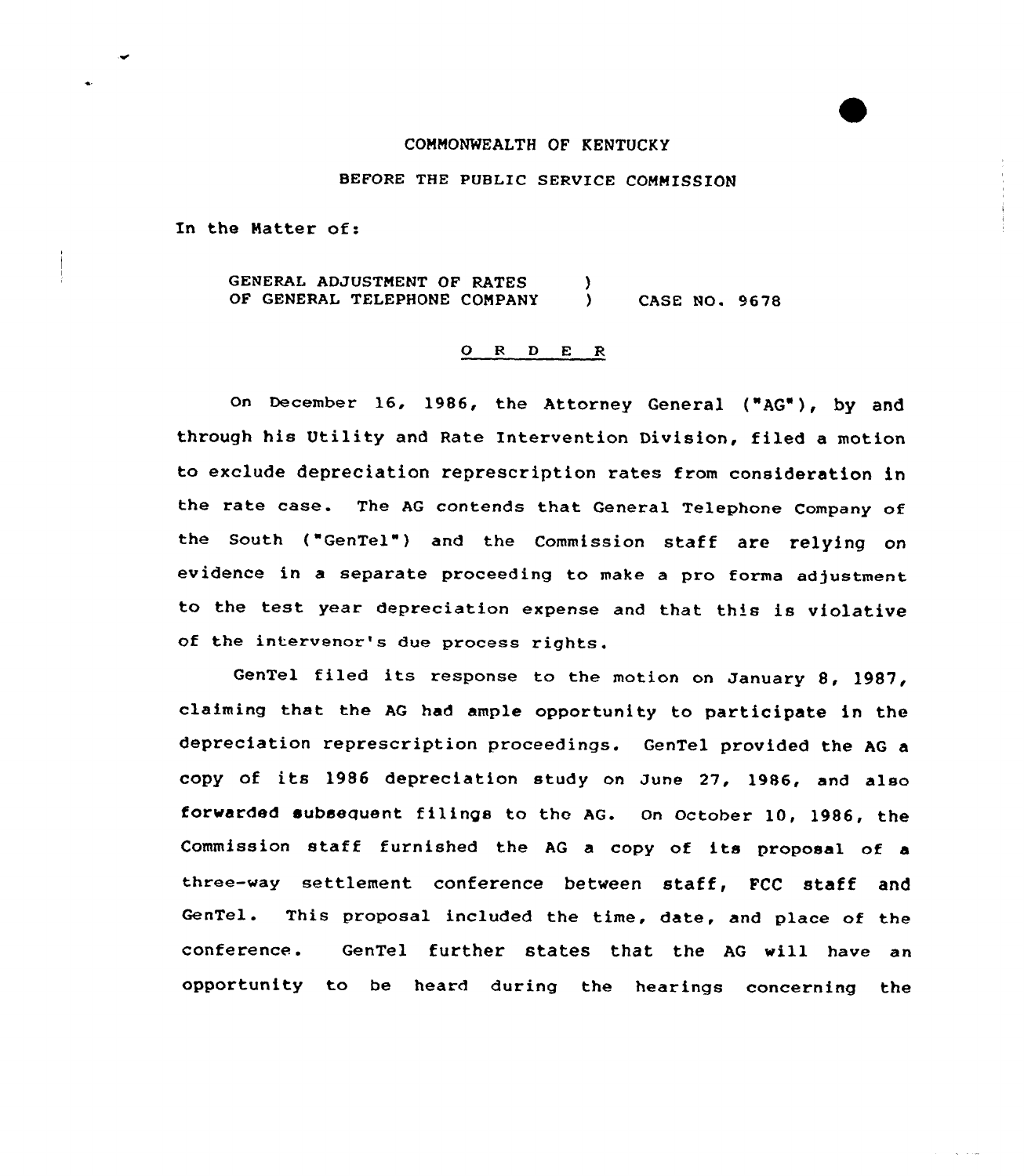COMMONWEALTH OF KENTUCKY

BEFORE THE PUBLIC SERVICE COMMISSION

In the Matter of:

GENERAL ADJUSTMENT OF RATES OF GENERAL TELEPHONE COMPANY ) CASE NO. 9678

## O R D E R

On December 16, 1986, the Attorney General ("AG"), by and through his Utility and Rate Intervention Division, filed a motion to exclude depreciation represcription rates from consideration in the rate case. The AG contends that General Telephone Company of the South ("GenTel") and the Commission staff are relying on evidence in a separate proceeding to make a pro forma adjustment to the test year depreciation expense and that this is violative of the intervenor's due process rights.

GenTel filed its response to the motion on January 8, 1987, claiming that the AG had ample opportunity to participate in the depreciation represcription proceedings. GenTel provided the AG a copy of its 1986 depreciation study on June 27, 1986, and also forwarded subsequent filings to the AG. On October 10, 1986, the Commission staff furnished the AG a copy of its proposal of a three-way settlement conference between staff, FCC staff and GenTel. This proposal included the time, date, and place of the conference. GenTel further states that the AG will have an opportunity to be heard during the hearings concerning the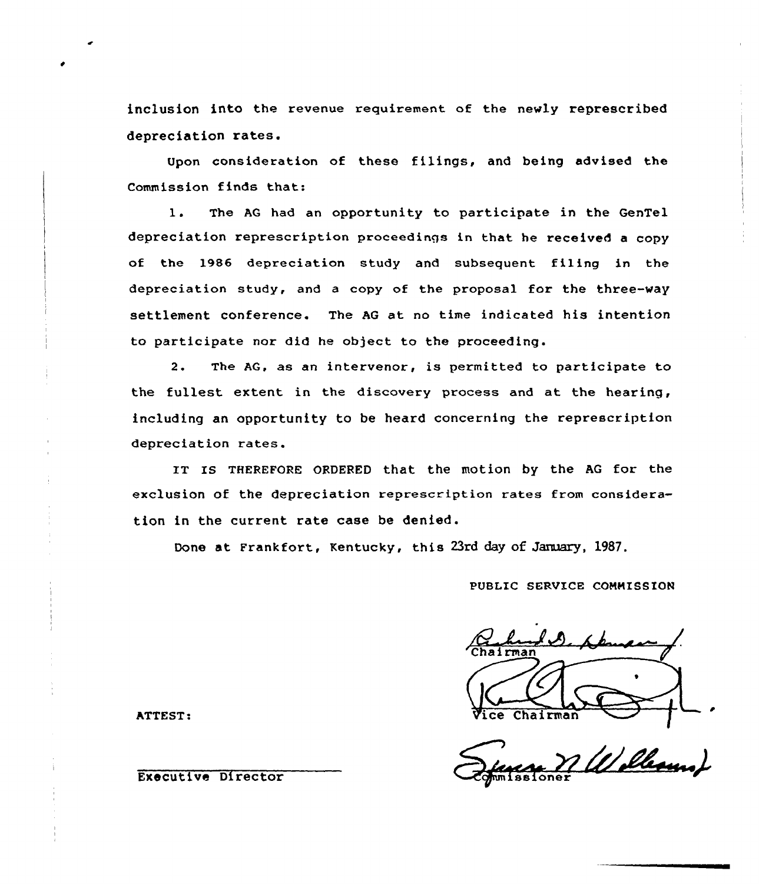inclusion into the revenue requirement of the newly represcribed depreciation rates.

Upon consideration of these filings, and being advised the Commission finds that:

1. The AG had an opportunity to participate in the GenTel depreciation represcription proceedings in that he received a copy of the 1986 depreciation study and subsequent filing in the depreciation study, and a copy of the proposal for the three-way settlement conference. The AG at no time indicated his intention to participate nor did he object to the proceeding.

2. The AG, as an intervenor, is permitted to participate to the fullest extent in the discovery process and at the hearing, including an opportunity to be heard concerning the represcription depreciation rates.

IT IS THEREFORE ORDERED that the motion by the AG for the exclusion of the depreciation represcription rates from consideration in the current rate case be denied.

Done at Frankfort, Kentucky, this 23rd day of January, 1987.

PUBLIC SERVICE COMMISSION

Chairman

Vice Chairman

Commissioner

ATTEST:

Executive Director